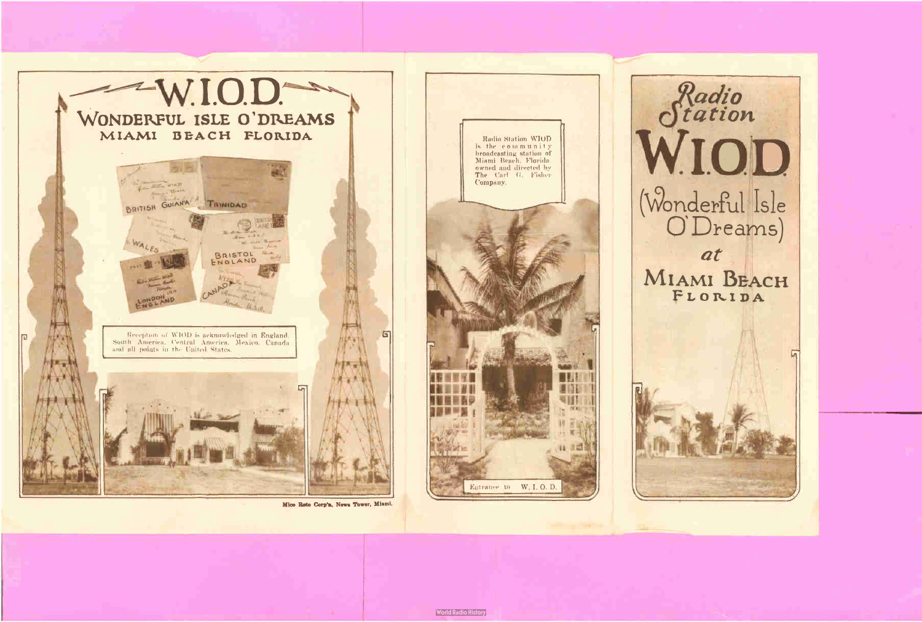# W.I.O.D.

## WONDERFUL ISLE O'DREAMS
### MIAMI BEACH FLORIDA

BRITISH GUIANA

TRINIDAD

WALES

BRISTOL ENGLAND

LONDON ENGLAND

CANADA

Reception of WIOD is acknowledged in England, South America, Central America, Mexico, Canada and all points in the United States.

Mico Roto Corp'n, News Tower, Miami.

Radio Station WIOD is the community broadcasting station of Miami Beach, Florida, owned and directed by The Carl G. Fisher Company.

Entrance to W. I. O. D.

# Radio Station WIOD

## (Wonderful Isle O'Dreams)

*at*

## MIAMI BEACH FLORIDA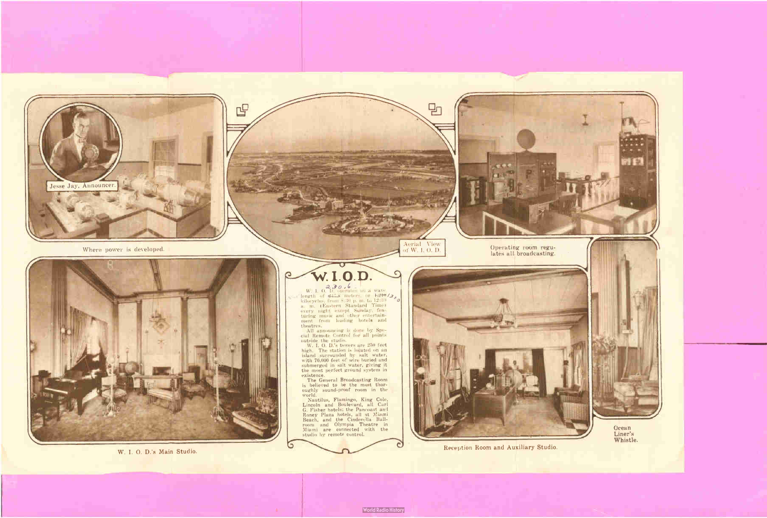Jesse Jay, Announcer.

Where power is developed.

Aerial View of W. I. O. D.

Operating room regulates all broadcasting.

W. I. O. D.'s Main Studio.

# W.I.O.D.

W. I. O. D. operates on a wave length of 247.8 meters, or 1210 kilocycles, from 8:30 p. m. to 12:30 a. m. (Eastern Standard Time) every night except Sunday, featuring music and other entertainment from leading hotels and theatres.

All announcing is done by Special Remote Control for all points outside the studio.

W. I. O. D.'s towers are 250 feet high. The station is located on an island surrounded by salt water, with 70,000 feet of wire buried and submerged in salt water, giving it the most perfect ground system in existence.

The General Broadcasting Room is believed to be the most thoroughly sound-proof room in the world.

Nautilus, Flamingo, King Cole, Lincoln and Boulevard, all Carl G. Fisher hotels; the Pancoast and Roney Plaza hotels, all at Miami Beach, and the Cinderella Ballroom and Olympia Theatre in Miami are connected with the studio by remote control.

Reception Room and Auxiliary Studio.

Ocean Liner's Whistle.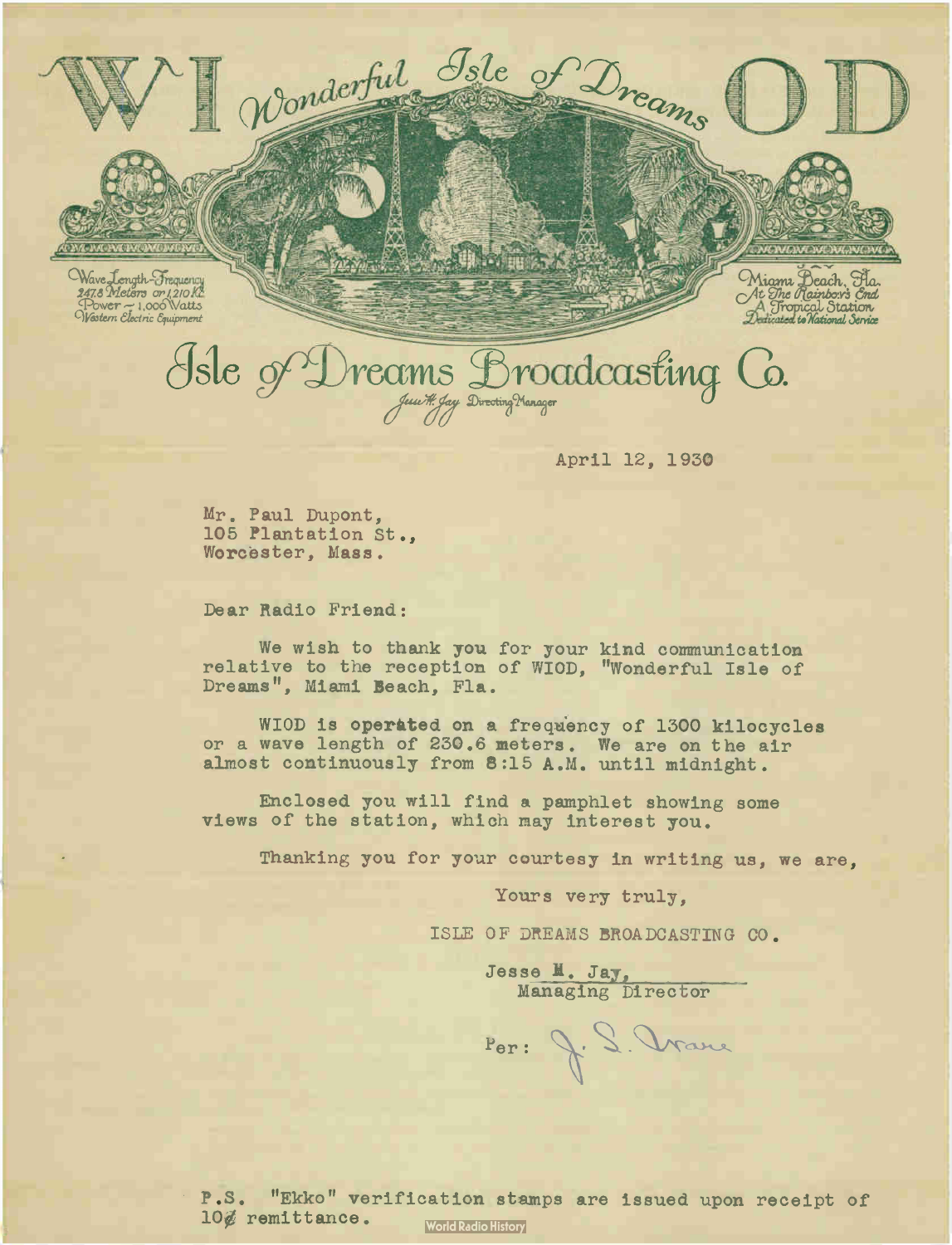# WIOD

*Wonderful Isle of Dreams*

Wave Length-Frequency
247.8 Meters or 1,210 KC
Power — 1,000 Watts
Western Electric Equipment

Miami Beach, Fla.
At The Rainbow's End
A Tropical Station
Dedicated to National Service

## Isle of Dreams Broadcasting Co.

Jesse H. Jay Directing Manager

April 12, 1930

Mr. Paul Dupont,
105 Plantation St.,
Worcester, Mass.

Dear Radio Friend:

We wish to thank you for your kind communication relative to the reception of WIOD, "Wonderful Isle of Dreams", Miami Beach, Fla.

WIOD is operated on a frequency of 1300 kilocycles or a wave length of 230.6 meters. We are on the air almost continuously from 8:15 A.M. until midnight.

Enclosed you will find a pamphlet showing some views of the station, which may interest you.

Thanking you for your courtesy in writing us, we are,

Yours very truly,

ISLE OF DREAMS BROADCASTING CO.

Jesse H. Jay,
Managing Director

Per: J. S. Crane

P.S. "Ekko" verification stamps are issued upon receipt of 10¢ remittance.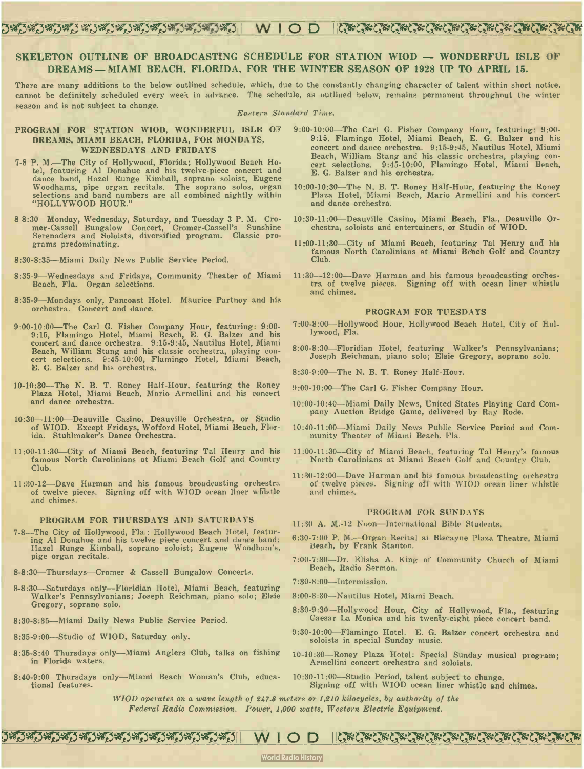## SKELETON OUTLINE OF BROADCASTING SCHEDULE FOR STATION WIOD — WONDERFUL ISLE OF DREAMS — MIAMI BEACH, FLORIDA, FOR THE WINTER SEASON OF 1928 UP TO APRIL 15.

There are many additions to the below outlined schedule, which, due to the constantly changing character of talent within short notice, cannot be definitely scheduled every week in advance. The schedule, as outlined below, remains permanent throughout the winter season and is not subject to change.

*Eastern Standard Time.*

### PROGRAM FOR STATION WIOD, WONDERFUL ISLE OF DREAMS, MIAMI BEACH, FLORIDA, FOR MONDAYS, WEDNESDAYS AND FRIDAYS

7-8 P. M.—The City of Hollywood, Florida; Hollywood Beach Hotel, featuring Al Donahue and his twelve-piece concert and dance band, Hazel Runge Kimball, soprano soloist, Eugene Woodhams, pipe organ recitals. The soprano solos, organ selections and band numbers are all combined nightly within "HOLLYWOOD HOUR."

8-8:30—Monday, Wednesday, Saturday, and Tuesday 3 P. M. Cromer-Cassell Bungalow Concert, Cromer-Cassell's Sunshine Serenaders and Soloists, diversified program. Classic programs predominating.

8:30-8:35—Miami Daily News Public Service Period.

8:35-9—Wednesdays and Fridays, Community Theater of Miami Beach, Fla. Organ selections.

8:35-9—Mondays only, Pancoast Hotel. Maurice Partnoy and his orchestra. Concert and dance.

9:00-10:00—The Carl G. Fisher Company Hour, featuring: 9:00-9:15, Flamingo Hotel, Miami Beach, E. G. Balzer and his concert and dance orchestra. 9:15-9:45, Nautilus Hotel, Miami Beach, William Stang and his classic orchestra, playing concert selections. 9:45-10:00, Flamingo Hotel, Miami Beach, E. G. Balzer and his orchestra.

10-10:30—The N. B. T. Roney Half-Hour, featuring the Roney Plaza Hotel, Miami Beach, Mario Armellini and his concert and dance orchestra.

10:30—11:00—Deauville Casino, Deauville Orchestra, or Studio of WIOD. Except Fridays, Wofford Hotel, Miami Beach, Florida. Stuhlmaker's Dance Orchestra.

11:00-11:30—City of Miami Beach, featuring Tal Henry and his famous North Carolinians at Miami Beach Golf and Country Club.

11:30-12—Dave Harman and his famous broadcasting orchestra of twelve pieces. Signing off with WIOD ocean liner whistle and chimes.

### PROGRAM FOR THURSDAYS AND SATURDAYS

7-8—The City of Hollywood, Fla.: Hollywood Beach Hotel, featuring Al Donahue and his twelve piece concert and dance band; Hazel Runge Kimball, soprano soloist; Eugene Woodham's, pige organ recitals.

8-8:30—Thursdays—Cromer & Cassell Bungalow Concerts.

8-8:30—Saturdays only—Floridian Hotel, Miami Beach, featuring Walker's Pennsylvanians; Joseph Reichman, piano solo; Elsie Gregory, soprano solo.

8:30-8:35—Miami Daily News Public Service Period.

8:35-9:00—Studio of WIOD, Saturday only.

8:35-8:40 Thursdays only—Miami Anglers Club, talks on fishing in Florida waters.

8:40-9:00 Thursdays only—Miami Beach Woman's Club, educational features.

9:00-10:00—The Carl G. Fisher Company Hour, featuring: 9:00-9:15, Flamingo Hotel, Miami Beach, E. G. Balzer and his concert and dance orchestra. 9:15-9:45, Nautilus Hotel, Miami Beach, William Stang and his classic orchestra, playing concert selections. 9:45-10:00, Flamingo Hotel, Miami Beach, E. G. Balzer and his orchestra.

10:00-10:30—The N. B. T. Roney Half-Hour, featuring the Roney Plaza Hotel, Miami Beach, Mario Armellini and his concert and dance orchestra.

10:30-11:00—Deauville Casino, Miami Beach, Fla., Deauville Orchestra, soloists and entertainers, or Studio of WIOD.

11:00-11:30—City of Miami Beach, featuring Tal Henry and his famous North Carolinians at Miami Beach Golf and Country Club.

11:30—12:00—Dave Harman and his famous broadcasting orchestra of twelve pieces. Signing off with ocean liner whistle and chimes.

### PROGRAM FOR TUESDAYS

7:00-8:00—Hollywood Hour, Hollywood Beach Hotel, City of Hollywood, Fla.

8:00-8:30—Floridian Hotel, featuring Walker's Pennsylvanians; Joseph Reichman, piano solo; Elsie Gregory, soprano solo.

8:30-9:00—The N. B. T. Roney Half-Hour.

9:00-10:00—The Carl G. Fisher Company Hour.

10:00-10:40—Miami Daily News, United States Playing Card Company Auction Bridge Game, delivered by Ray Rode.

10:40-11:00—Miami Daily News Public Service Period and Community Theater of Miami Beach, Fla.

11:00-11:30—City of Miami Beach, featuring Tal Henry's famous North Carolinians at Miami Beach Golf and Country Club.

11:30-12:00—Dave Harman and his famous broadcasting orchestra of twelve pieces. Signing off with WIOD ocean liner whistle and chimes.

### PROGRAM FOR SUNDAYS

11:30 A. M.-12 Noon—International Bible Students.

6:30-7:00 P. M.—Organ Recital at Biscayne Plaza Theatre, Miami Beach, by Frank Stanton.

7:00-7:30—Dr. Elisha A. King of Community Church of Miami Beach, Radio Sermon.

7:30-8:00—Intermission.

8:00-8:30—Nautilus Hotel, Miami Beach.

8:30-9:30—Hollywood Hour, City of Hollywood, Fla., featuring Caesar La Monica and his twenty-eight piece concert band.

9:30-10:00—Flamingo Hotel. E. G. Balzer concert orchestra and soloists in special Sunday music.

10-10:30—Roney Plaza Hotel: Special Sunday musical program; Armellini concert orchestra and soloists.

10:30-11:00—Studio Period, talent subject to change. Signing off with WIOD ocean liner whistle and chimes.

*WIOD operates on a wave length of 247.8 meters or 1,210 kilocycles, by authority of the Federal Radio Commission. Power, 1,000 watts, Western Electric Equipment.*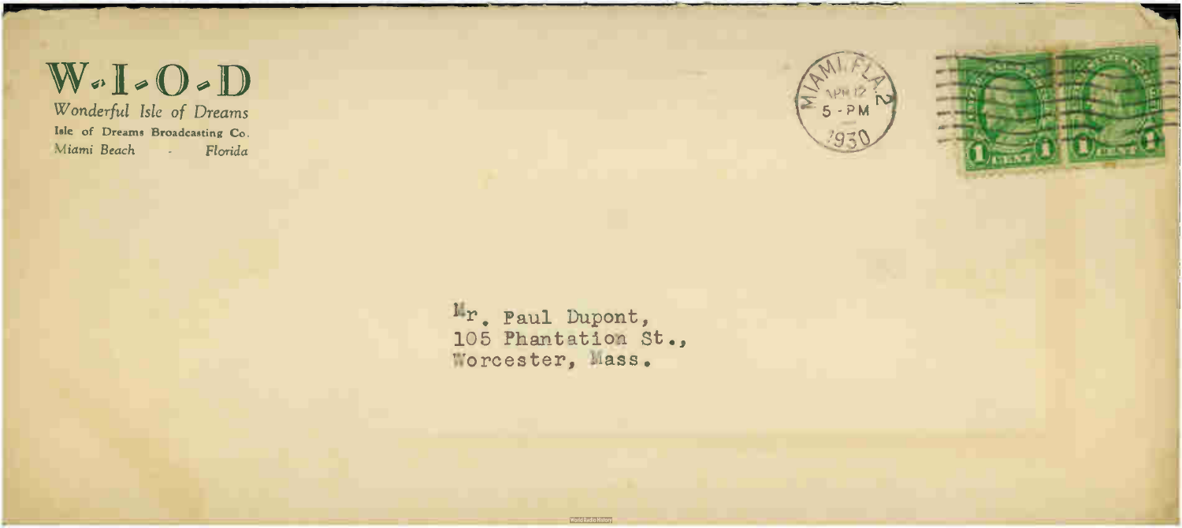# W-I-O-D

*Wonderful Isle of Dreams*

**Isle of Dreams Broadcasting Co.**

*Miami Beach - Florida*

MIAMI, FLA. 2
APR 12
5 - PM
1930

Mr. Paul Dupont,
105 Phantation St.,
Worcester, Mass.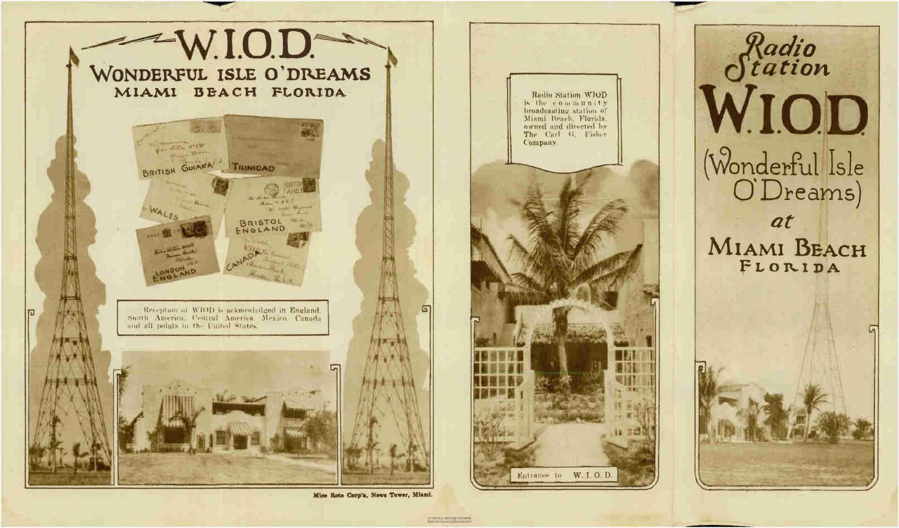# W.I.O.D.

## WONDERFUL ISLE O'DREAMS

### MIAMI BEACH FLORIDA

BRITISH GUIANA

TRINIDAD

WALES

BRISTOL ENGLAND

LONDON ENGLAND

CANADA

Reception of WIOD is acknowledged in England, South America, Central America, Mexico, Canada and all points in the United States.

Mico Roto Corp'n, News Tower, Miami.

Radio Station WIOD is the community broadcasting station of Miami Beach, Florida, owned and directed by The Carl G. Fisher Company.

Entrance to W. I. O. D.

# Radio Station W.I.O.D.

## (Wonderful Isle O'Dreams)

*at*

## MIAMI BEACH FLORIDA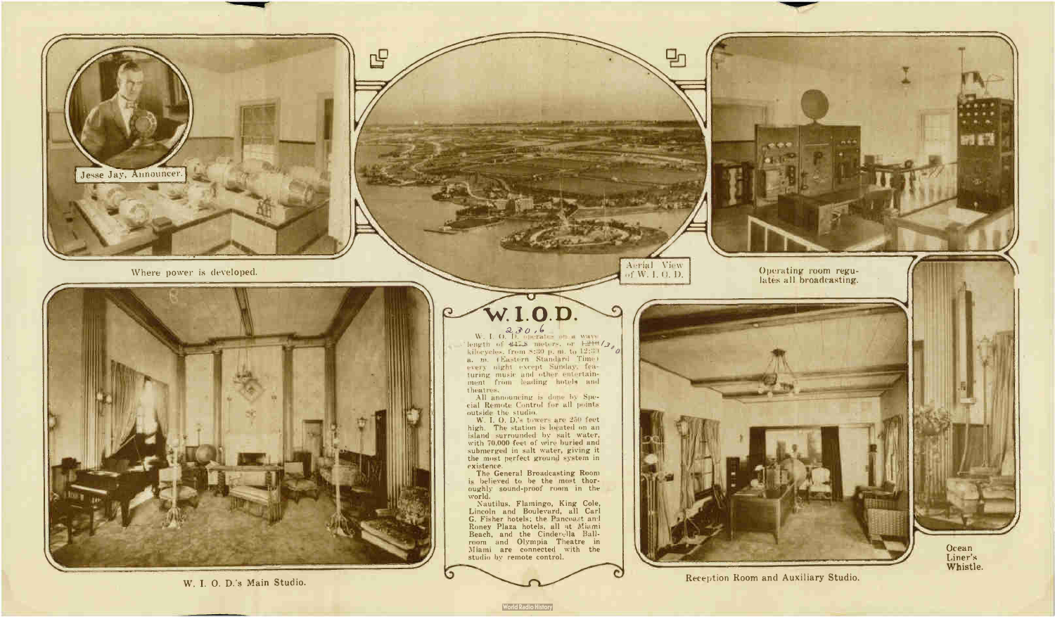Jesse Jay, Announcer.

Where power is developed.

Aerial View of W. I. O. D.

Operating room regulates all broadcasting.

# W.I.O.D.

W. I. O. D. operates on a wave length of ~~247.8~~ 230.6 meters, or ~~1210~~ 1300 kilocycles, from 8:30 p. m. to 12:30 a. m. (Eastern Standard Time) every night except Sunday, featuring music and other entertainment from leading hotels and theatres.

All announcing is done by Special Remote Control for all points outside the studio.

W. I. O. D.'s towers are 250 feet high. The station is located on an island surrounded by salt water, with 70,000 feet of wire buried and submerged in salt water, giving it the most perfect ground system in existence.

The General Broadcasting Room is believed to be the most thoroughly sound-proof room in the world.

Nautilus, Flamingo, King Cole, Lincoln and Boulevard, all Carl G. Fisher hotels; the Pancoast and Roney Plaza hotels, all at Miami Beach, and the Cinderella Ballroom and Olympia Theatre in Miami are connected with the studio by remote control.

W. I. O. D.'s Main Studio.

Reception Room and Auxiliary Studio.

Ocean Liner's Whistle.